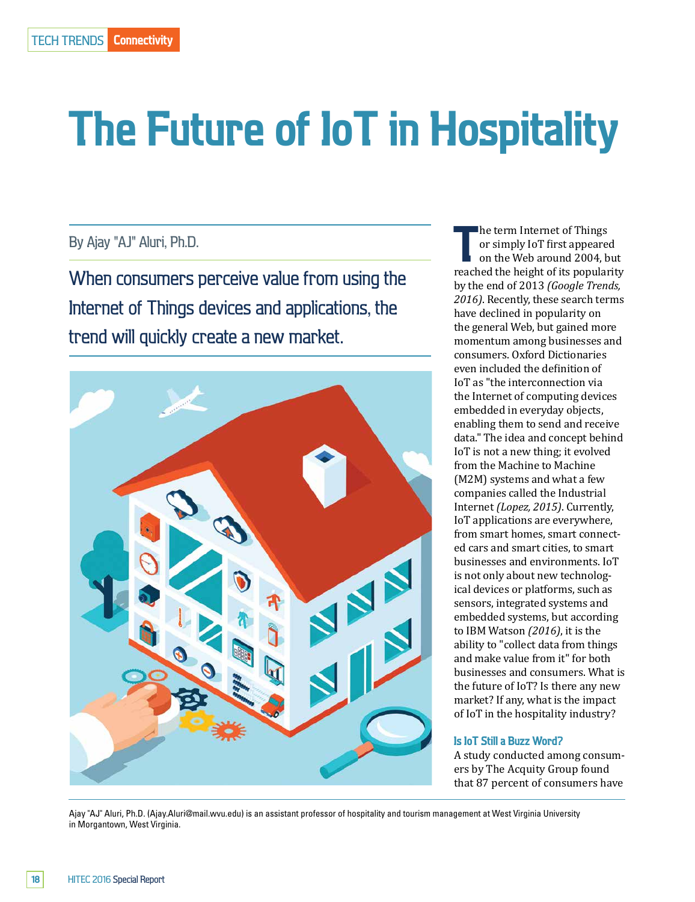TECH TRENDS **Connectivity**

# The Future of IoT in Hospitality

By Ajay "AJ" Aluri, Ph.D.

## When consumers perceive value from using the Internet of Things devices and applications, the trend will quickly create a new market.

The term Internet of Things or simply IoT first appeared on the Web around 2004, but reached the height of its popularity by the end of 2013 *(Google Trends, 2016)*. Recently, these search terms have declined in popularity on the general Web, but gained more momentum among businesses and consumers. Oxford Dictionaries even included the definition of IoT as "the interconnection via the Internet of computing devices embedded in everyday objects, enabling them to send and receive data." The idea and concept behind IoT is not a new thing; it evolved from the Machine to Machine (M2M) systems and what a few companies called the Industrial Internet *(Lopez, 2015)*. Currently, IoT applications are everywhere, from smart homes, smart connected cars and smart cities, to smart businesses and environments. IoT is not only about new technological devices or platforms, such as sensors, integrated systems and embedded systems, but according to IBM Watson *(2016)*, it is the ability to "collect data from things and make value from it" for both businesses and consumers. What is the future of IoT? Is there any new market? If any, what is the impact of IoT in the hospitality industry?

### Is IoT Still a Buzz Word?

A study conducted among consumers by The Acquity Group found that 87 percent of consumers have

Ajay "AJ" Aluri, Ph.D. (Ajay.Aluri@mail.wvu.edu) is an assistant professor of hospitality and tourism management at West Virginia University in Morgantown, West Virginia.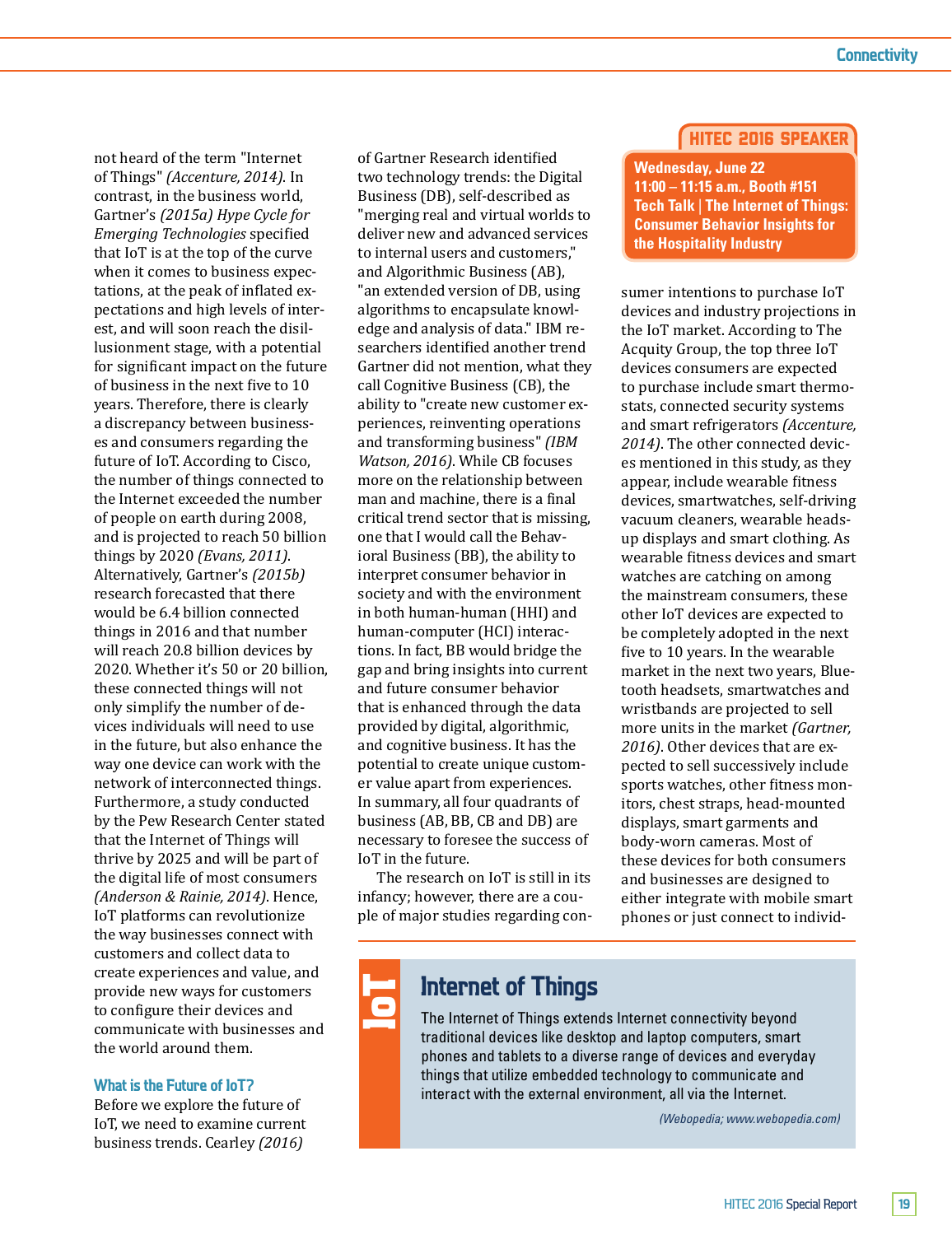not heard of the term "Internet of Things" *(Accenture, 2014)*. In contrast, in the business world, Gartner's *(2015a) Hype Cycle for Emerging Technologies* specified that IoT is at the top of the curve when it comes to business expectations, at the peak of inflated expectations and high levels of interest, and will soon reach the disillusionment stage, with a potential for significant impact on the future of business in the next five to 10 years. Therefore, there is clearly a discrepancy between businesses and consumers regarding the future of IoT. According to Cisco, the number of things connected to the Internet exceeded the number of people on earth during 2008, and is projected to reach 50 billion things by 2020 *(Evans, 2011)*. Alternatively, Gartner's *(2015b)* research forecasted that there would be 6.4 billion connected things in 2016 and that number will reach 20.8 billion devices by 2020. Whether it's 50 or 20 billion, these connected things will not only simplify the number of devices individuals will need to use in the future, but also enhance the way one device can work with the network of interconnected things. Furthermore, a study conducted by the Pew Research Center stated that the Internet of Things will thrive by 2025 and will be part of the digital life of most consumers *(Anderson & Rainie, 2014)*. Hence, IoT platforms can revolutionize the way businesses connect with customers and collect data to create experiences and value, and provide new ways for customers to configure their devices and communicate with businesses and the world around them.

## What is the Future of IoT?

Before we explore the future of IoT, we need to examine current business trends. Cearley *(2016)* of Gartner Research identified two technology trends: the Digital Business (DB), self-described as "merging real and virtual worlds to deliver new and advanced services to internal users and customers," and Algorithmic Business (AB), "an extended version of DB, using algorithms to encapsulate knowledge and analysis of data." IBM researchers identified another trend Gartner did not mention, what they call Cognitive Business (CB), the ability to "create new customer experiences, reinventing operations and transforming business" *(IBM Watson, 2016)*. While CB focuses more on the relationship between man and machine, there is a final critical trend sector that is missing, one that I would call the Behavioral Business (BB), the ability to interpret consumer behavior in society and with the environment in both human-human (HHI) and human-computer (HCI) interactions. In fact, BB would bridge the gap and bring insights into current and future consumer behavior that is enhanced through the data provided by digital, algorithmic, and cognitive business. It has the potential to create unique customer value apart from experiences. In summary, all four quadrants of business (AB, BB, CB and DB) are necessary to foresee the success of IoT in the future.

The research on IoT is still in its infancy; however, there are a couple of major studies regarding consumer intentions to purchase IoT devices and industry projections in the IoT market. According to The Acquity Group, the top three IoT devices consumers are expected to purchase include smart thermostats, connected security systems and smart refrigerators *(Accenture, 2014)*. The other connected devices mentioned in this study, as they appear, include wearable fitness devices, smartwatches, self-driving vacuum cleaners, wearable heads-up displays and smart clothing. As wearable fitness devices and smart watches are catching on among the mainstream consumers, these other IoT devices are expected to be completely adopted in the next five to 10 years. In the wearable market in the next two years, Bluetooth headsets, smartwatches and wristbands are projected to sell more units in the market *(Gartner, 2016)*. Other devices that are expected to sell successively include sports watches, other fitness monitors, chest straps, head-mounted displays, smart garments and body-worn cameras. Most of these devices for both consumers and businesses are designed to either integrate with mobile smart phones or just connect to individ-

**HITEC 2016 SPEAKER**

**Wednesday, June 22**
**11:00 – 11:15 a.m., Booth #151**
**Tech Talk | The Internet of Things: Consumer Behavior Insights for the Hospitality Industry**

**IoT**

## Internet of Things

The Internet of Things extends Internet connectivity beyond traditional devices like desktop and laptop computers, smart phones and tablets to a diverse range of devices and everyday things that utilize embedded technology to communicate and interact with the external environment, all via the Internet.

*(Webopedia; www.webopedia.com)*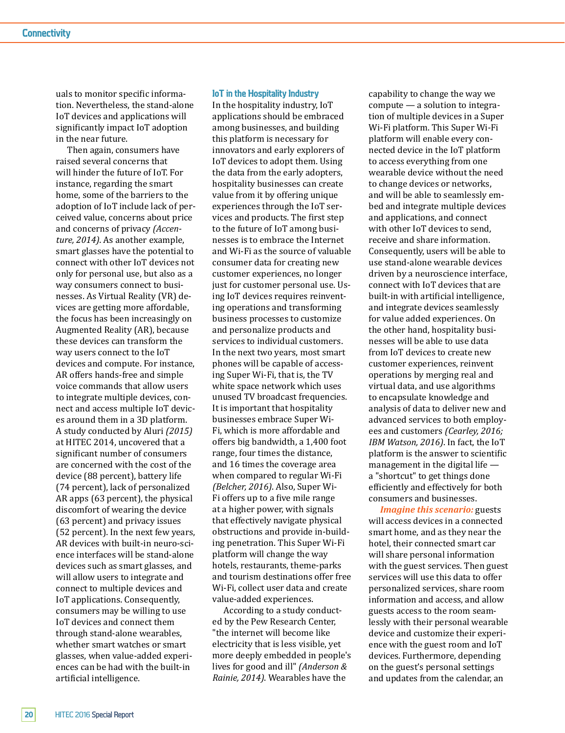uals to monitor specific information. Nevertheless, the stand-alone IoT devices and applications will significantly impact IoT adoption in the near future.

Then again, consumers have raised several concerns that will hinder the future of IoT. For instance, regarding the smart home, some of the barriers to the adoption of IoT include lack of perceived value, concerns about price and concerns of privacy *(Accenture, 2014)*. As another example, smart glasses have the potential to connect with other IoT devices not only for personal use, but also as a way consumers connect to businesses. As Virtual Reality (VR) devices are getting more affordable, the focus has been increasingly on Augmented Reality (AR), because these devices can transform the way users connect to the IoT devices and compute. For instance, AR offers hands-free and simple voice commands that allow users to integrate multiple devices, connect and access multiple IoT devices around them in a 3D platform. A study conducted by Aluri *(2015)* at HITEC 2014, uncovered that a significant number of consumers are concerned with the cost of the device (88 percent), battery life (74 percent), lack of personalized AR apps (63 percent), the physical discomfort of wearing the device (63 percent) and privacy issues (52 percent). In the next few years, AR devices with built-in neuro-science interfaces will be stand-alone devices such as smart glasses, and will allow users to integrate and connect to multiple devices and IoT applications. Consequently, consumers may be willing to use IoT devices and connect them through stand-alone wearables, whether smart watches or smart glasses, when value-added experiences can be had with the built-in artificial intelligence.

## IoT in the Hospitality Industry

In the hospitality industry, IoT applications should be embraced among businesses, and building this platform is necessary for innovators and early explorers of IoT devices to adopt them. Using the data from the early adopters, hospitality businesses can create value from it by offering unique experiences through the IoT services and products. The first step to the future of IoT among businesses is to embrace the Internet and Wi-Fi as the source of valuable consumer data for creating new customer experiences, no longer just for customer personal use. Using IoT devices requires reinventing operations and transforming business processes to customize and personalize products and services to individual customers. In the next two years, most smart phones will be capable of accessing Super Wi-Fi, that is, the TV white space network which uses unused TV broadcast frequencies. It is important that hospitality businesses embrace Super Wi-Fi, which is more affordable and offers big bandwidth, a 1,400 foot range, four times the distance, and 16 times the coverage area when compared to regular Wi-Fi *(Belcher, 2016)*. Also, Super Wi-Fi offers up to a five mile range at a higher power, with signals that effectively navigate physical obstructions and provide in-building penetration. This Super Wi-Fi platform will change the way hotels, restaurants, theme-parks and tourism destinations offer free Wi-Fi, collect user data and create value-added experiences.

According to a study conducted by the Pew Research Center, "the internet will become like electricity that is less visible, yet more deeply embedded in people's lives for good and ill" *(Anderson & Rainie, 2014)*. Wearables have the capability to change the way we compute — a solution to integration of multiple devices in a Super Wi-Fi platform. This Super Wi-Fi platform will enable every connected device in the IoT platform to access everything from one wearable device without the need to change devices or networks, and will be able to seamlessly embed and integrate multiple devices and applications, and connect with other IoT devices to send, receive and share information. Consequently, users will be able to use stand-alone wearable devices driven by a neuroscience interface, connect with IoT devices that are built-in with artificial intelligence, and integrate devices seamlessly for value added experiences. On the other hand, hospitality businesses will be able to use data from IoT devices to create new customer experiences, reinvent operations by merging real and virtual data, and use algorithms to encapsulate knowledge and analysis of data to deliver new and advanced services to both employees and customers *(Cearley, 2016; IBM Watson, 2016)*. In fact, the IoT platform is the answer to scientific management in the digital life — a "shortcut" to get things done efficiently and effectively for both consumers and businesses.

***Imagine this scenario:*** guests will access devices in a connected smart home, and as they near the hotel, their connected smart car will share personal information with the guest services. Then guest services will use this data to offer personalized services, share room information and access, and allow guests access to the room seamlessly with their personal wearable device and customize their experience with the guest room and IoT devices. Furthermore, depending on the guest's personal settings and updates from the calendar, an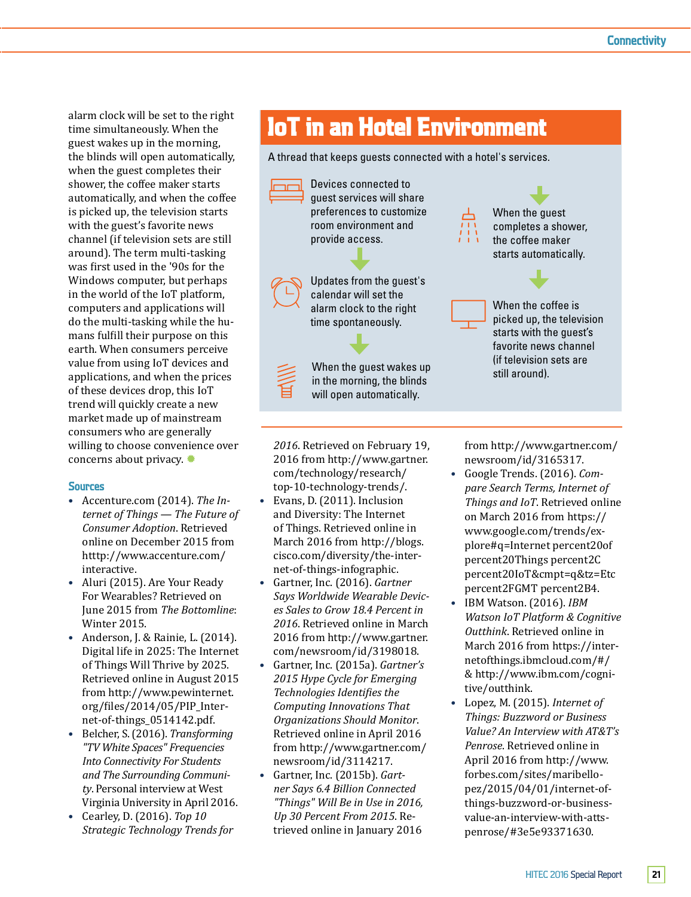alarm clock will be set to the right time simultaneously. When the guest wakes up in the morning, the blinds will open automatically, when the guest completes their shower, the coffee maker starts automatically, and when the coffee is picked up, the television starts with the guest's favorite news channel (if television sets are still around). The term multi-tasking was first used in the '90s for the Windows computer, but perhaps in the world of the IoT platform, computers and applications will do the multi-tasking while the humans fulfill their purpose on this earth. When consumers perceive value from using IoT devices and applications, and when the prices of these devices drop, this IoT trend will quickly create a new market made up of mainstream consumers who are generally willing to choose convenience over concerns about privacy.

## IoT in an Hotel Environment

A thread that keeps guests connected with a hotel's services.

Devices connected to guest services will share preferences to customize room environment and provide access.

Updates from the guest's calendar will set the alarm clock to the right time spontaneously.

When the guest wakes up in the morning, the blinds will open automatically.

When the guest completes a shower, the coffee maker starts automatically.

When the coffee is picked up, the television starts with the guest's favorite news channel (if television sets are still around).

### Sources

- Accenture.com (2014). *The Internet of Things — The Future of Consumer Adoption*. Retrieved online on December 2015 from htttp://www.accenture.com/interactive.
- Aluri (2015). Are Your Ready For Wearables? Retrieved on June 2015 from *The Bottomline*: Winter 2015.
- Anderson, J. & Rainie, L. (2014). Digital life in 2025: The Internet of Things Will Thrive by 2025. Retrieved online in August 2015 from http://www.pewinternet.org/files/2014/05/PIP_Internet-of-things_0514142.pdf.
- Belcher, S. (2016). *Transforming "TV White Spaces" Frequencies Into Connectivity For Students and The Surrounding Community*. Personal interview at West Virginia University in April 2016.
- Cearley, D. (2016). *Top 10 Strategic Technology Trends for 2016*. Retrieved on February 19, 2016 from http://www.gartner.com/technology/research/top-10-technology-trends/.
- Evans, D. (2011). Inclusion and Diversity: The Internet of Things. Retrieved online in March 2016 from http://blogs.cisco.com/diversity/the-internet-of-things-infographic.
- Gartner, Inc. (2016). *Gartner Says Worldwide Wearable Devices Sales to Grow 18.4 Percent in 2016*. Retrieved online in March 2016 from http://www.gartner.com/newsroom/id/3198018.
- Gartner, Inc. (2015a). *Gartner's 2015 Hype Cycle for Emerging Technologies Identifies the Computing Innovations That Organizations Should Monitor*. Retrieved online in April 2016 from http://www.gartner.com/newsroom/id/3114217.
- Gartner, Inc. (2015b). *Gartner Says 6.4 Billion Connected "Things" Will Be in Use in 2016, Up 30 Percent From 2015*. Retrieved online in January 2016 from http://www.gartner.com/newsroom/id/3165317.
- Google Trends. (2016). *Compare Search Terms, Internet of Things and IoT*. Retrieved online on March 2016 from https://www.google.com/trends/explore#q=Internet percent20of percent20Things percent2C percent20IoT&cmpt=q&tz=Etc percent2FGMT percent2B4.
- IBM Watson. (2016). *IBM Watson IoT Platform & Cognitive Outthink*. Retrieved online in March 2016 from https://internetofthings.ibmcloud.com/#/ & http://www.ibm.com/cognitive/outthink.
- Lopez, M. (2015). *Internet of Things: Buzzword or Business Value? An Interview with AT&T's Penrose*. Retrieved online in April 2016 from http://www.forbes.com/sites/maribellopez/2015/04/01/internet-of-things-buzzword-or-business-value-an-interview-with-atts-penrose/#3e5e93371630.